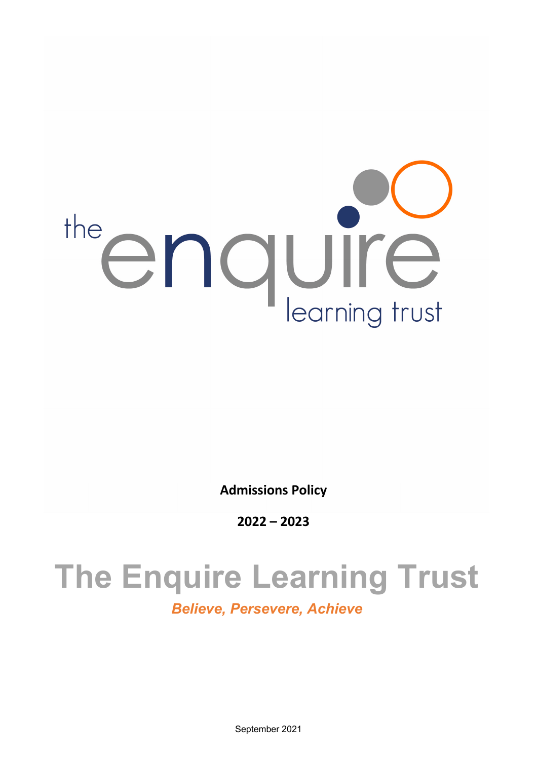the enquire learning trust

**Admissions Policy**

**2022 – 2023**

# The Enquire Learning Trust

***Believe, Persevere, Achieve***

September 2021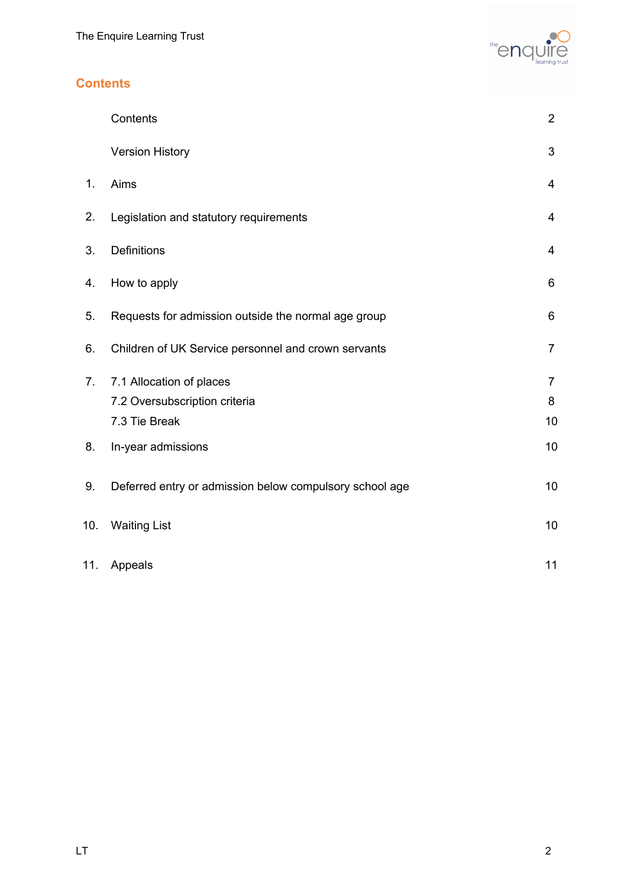## Contents

| | | |
|---|---|---|
| | Contents | 2 |
| | Version History | 3 |
| 1. | Aims | 4 |
| 2. | Legislation and statutory requirements | 4 |
| 3. | Definitions | 4 |
| 4. | How to apply | 6 |
| 5. | Requests for admission outside the normal age group | 6 |
| 6. | Children of UK Service personnel and crown servants | 7 |
| 7. | 7.1 Allocation of places | 7 |
| | 7.2 Oversubscription criteria | 8 |
| | 7.3 Tie Break | 10 |
| 8. | In-year admissions | 10 |
| 9. | Deferred entry or admission below compulsory school age | 10 |
| 10. | Waiting List | 10 |
| 11. | Appeals | 11 |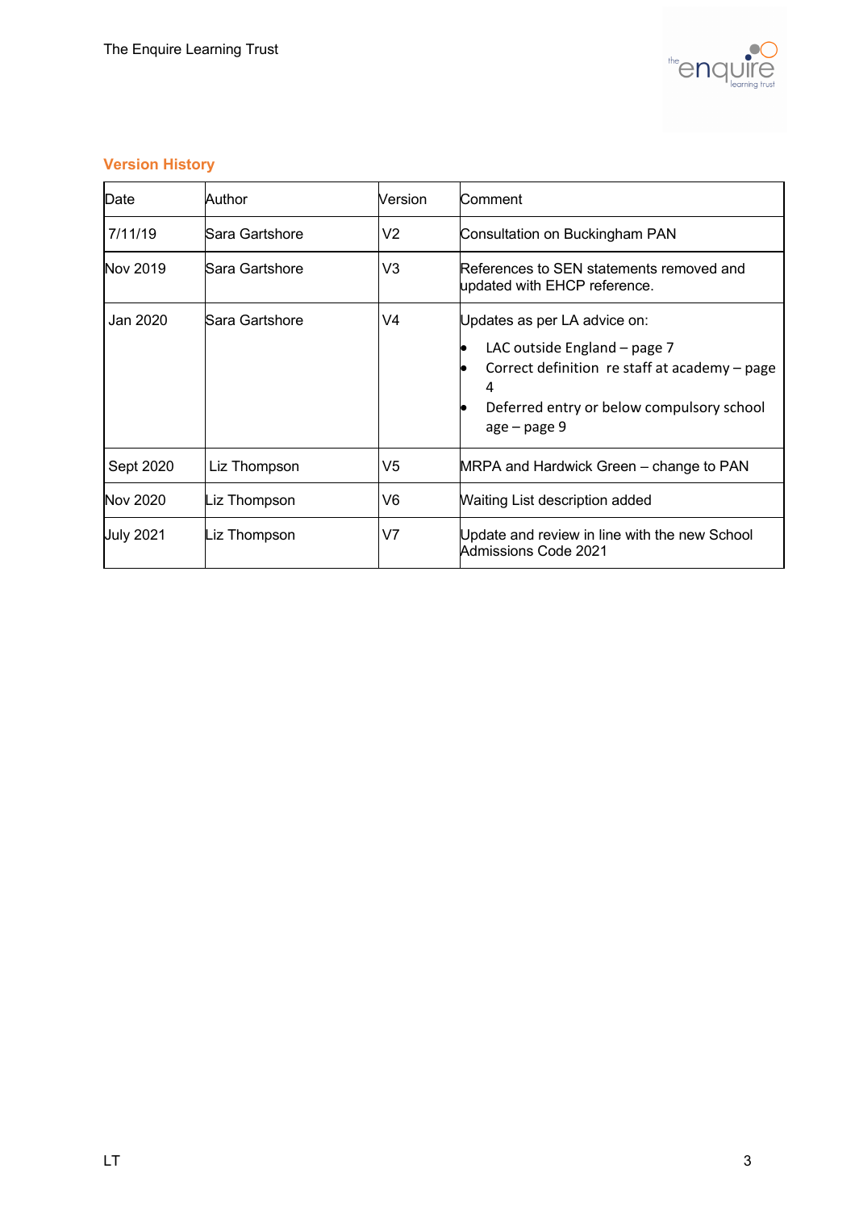## Version History

| Date | Author | Version | Comment |
|---|---|---|---|
| 7/11/19 | Sara Gartshore | V2 | Consultation on Buckingham PAN |
| Nov 2019 | Sara Gartshore | V3 | References to SEN statements removed and updated with EHCP reference. |
| Jan 2020 | Sara Gartshore | V4 | Updates as per LA advice on: <br>• LAC outside England – page 7 <br>• Correct definition re staff at academy – page 4 <br>• Deferred entry or below compulsory school age – page 9 |
| Sept 2020 | Liz Thompson | V5 | MRPA and Hardwick Green – change to PAN |
| Nov 2020 | Liz Thompson | V6 | Waiting List description added |
| July 2021 | Liz Thompson | V7 | Update and review in line with the new School Admissions Code 2021 |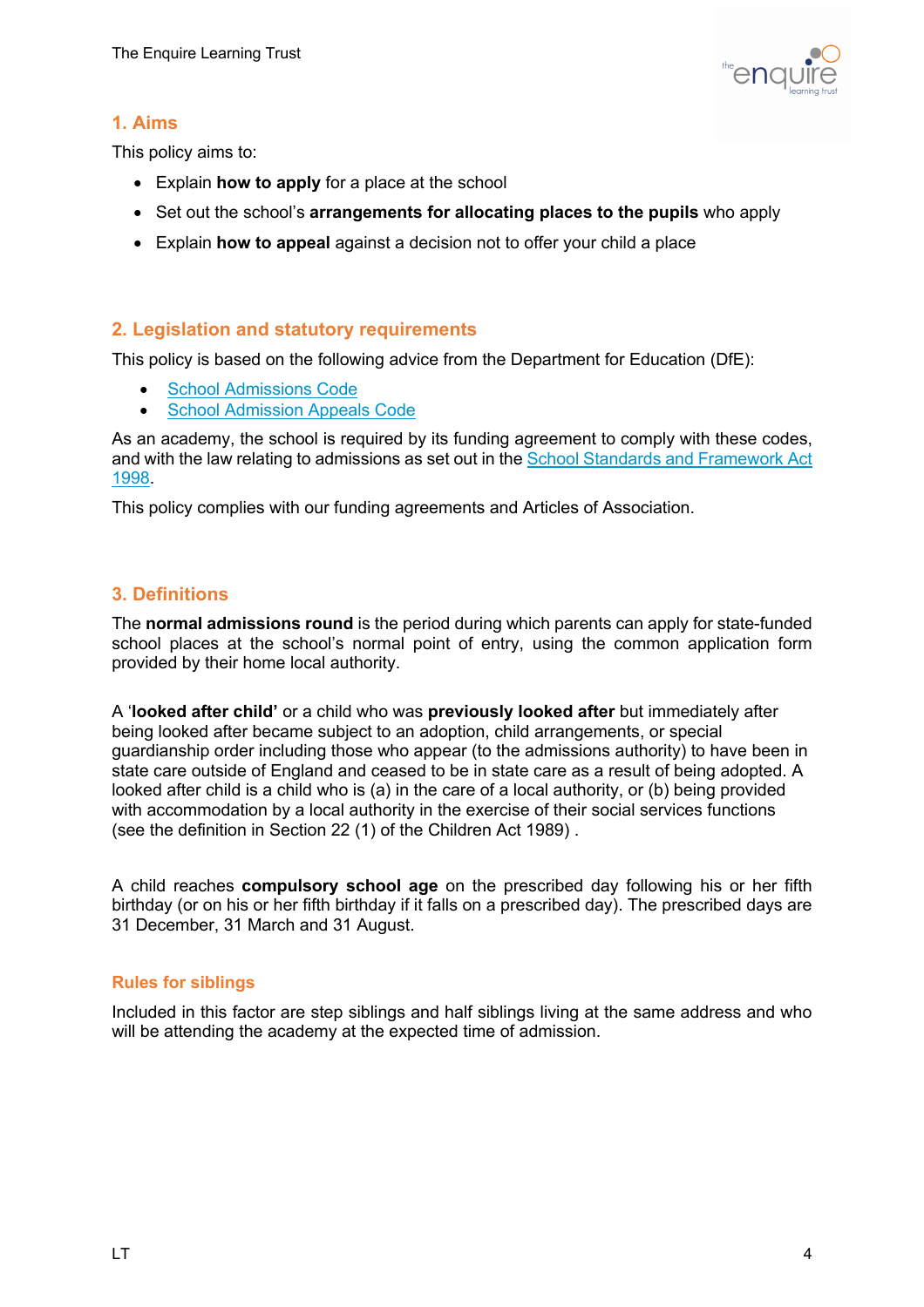## 1. Aims

This policy aims to:

- Explain **how to apply** for a place at the school
- Set out the school's **arrangements for allocating places to the pupils** who apply
- Explain **how to appeal** against a decision not to offer your child a place

## 2. Legislation and statutory requirements

This policy is based on the following advice from the Department for Education (DfE):

- [School Admissions Code]
- [School Admission Appeals Code]

As an academy, the school is required by its funding agreement to comply with these codes, and with the law relating to admissions as set out in the [School Standards and Framework Act 1998].

This policy complies with our funding agreements and Articles of Association.

## 3. Definitions

The **normal admissions round** is the period during which parents can apply for state-funded school places at the school's normal point of entry, using the common application form provided by their home local authority.

A '**looked after child'** or a child who was **previously looked after** but immediately after being looked after became subject to an adoption, child arrangements, or special guardianship order including those who appear (to the admissions authority) to have been in state care outside of England and ceased to be in state care as a result of being adopted. A looked after child is a child who is (a) in the care of a local authority, or (b) being provided with accommodation by a local authority in the exercise of their social services functions (see the definition in Section 22 (1) of the Children Act 1989) .

A child reaches **compulsory school age** on the prescribed day following his or her fifth birthday (or on his or her fifth birthday if it falls on a prescribed day). The prescribed days are 31 December, 31 March and 31 August.

### Rules for siblings

Included in this factor are step siblings and half siblings living at the same address and who will be attending the academy at the expected time of admission.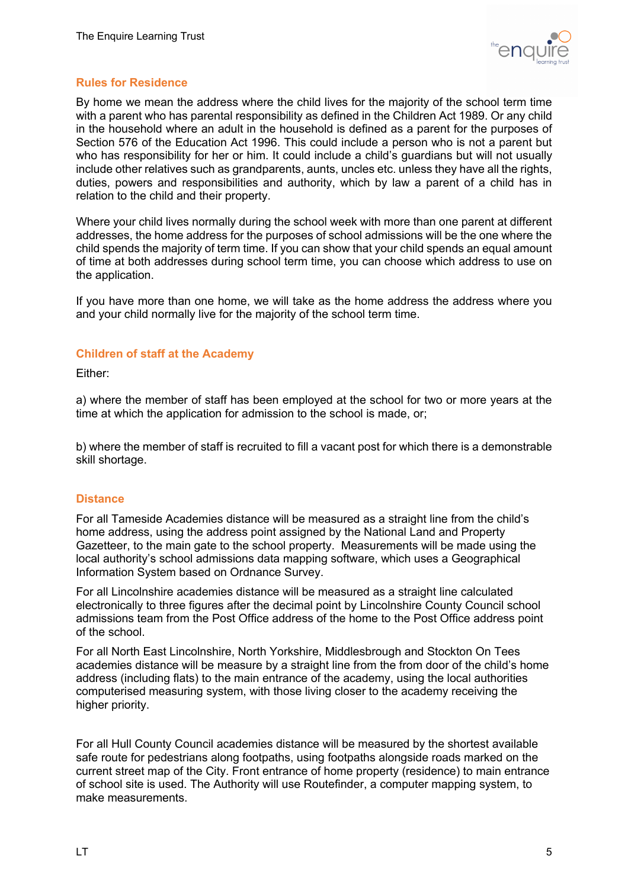## Rules for Residence

By home we mean the address where the child lives for the majority of the school term time with a parent who has parental responsibility as defined in the Children Act 1989. Or any child in the household where an adult in the household is defined as a parent for the purposes of Section 576 of the Education Act 1996. This could include a person who is not a parent but who has responsibility for her or him. It could include a child's guardians but will not usually include other relatives such as grandparents, aunts, uncles etc. unless they have all the rights, duties, powers and responsibilities and authority, which by law a parent of a child has in relation to the child and their property.

Where your child lives normally during the school week with more than one parent at different addresses, the home address for the purposes of school admissions will be the one where the child spends the majority of term time. If you can show that your child spends an equal amount of time at both addresses during school term time, you can choose which address to use on the application.

If you have more than one home, we will take as the home address the address where you and your child normally live for the majority of the school term time.

## Children of staff at the Academy

Either:

a) where the member of staff has been employed at the school for two or more years at the time at which the application for admission to the school is made, or;

b) where the member of staff is recruited to fill a vacant post for which there is a demonstrable skill shortage.

## Distance

For all Tameside Academies distance will be measured as a straight line from the child's home address, using the address point assigned by the National Land and Property Gazetteer, to the main gate to the school property. Measurements will be made using the local authority's school admissions data mapping software, which uses a Geographical Information System based on Ordnance Survey.

For all Lincolnshire academies distance will be measured as a straight line calculated electronically to three figures after the decimal point by Lincolnshire County Council school admissions team from the Post Office address of the home to the Post Office address point of the school.

For all North East Lincolnshire, North Yorkshire, Middlesbrough and Stockton On Tees academies distance will be measure by a straight line from the from door of the child's home address (including flats) to the main entrance of the academy, using the local authorities computerised measuring system, with those living closer to the academy receiving the higher priority.

For all Hull County Council academies distance will be measured by the shortest available safe route for pedestrians along footpaths, using footpaths alongside roads marked on the current street map of the City. Front entrance of home property (residence) to main entrance of school site is used. The Authority will use Routefinder, a computer mapping system, to make measurements.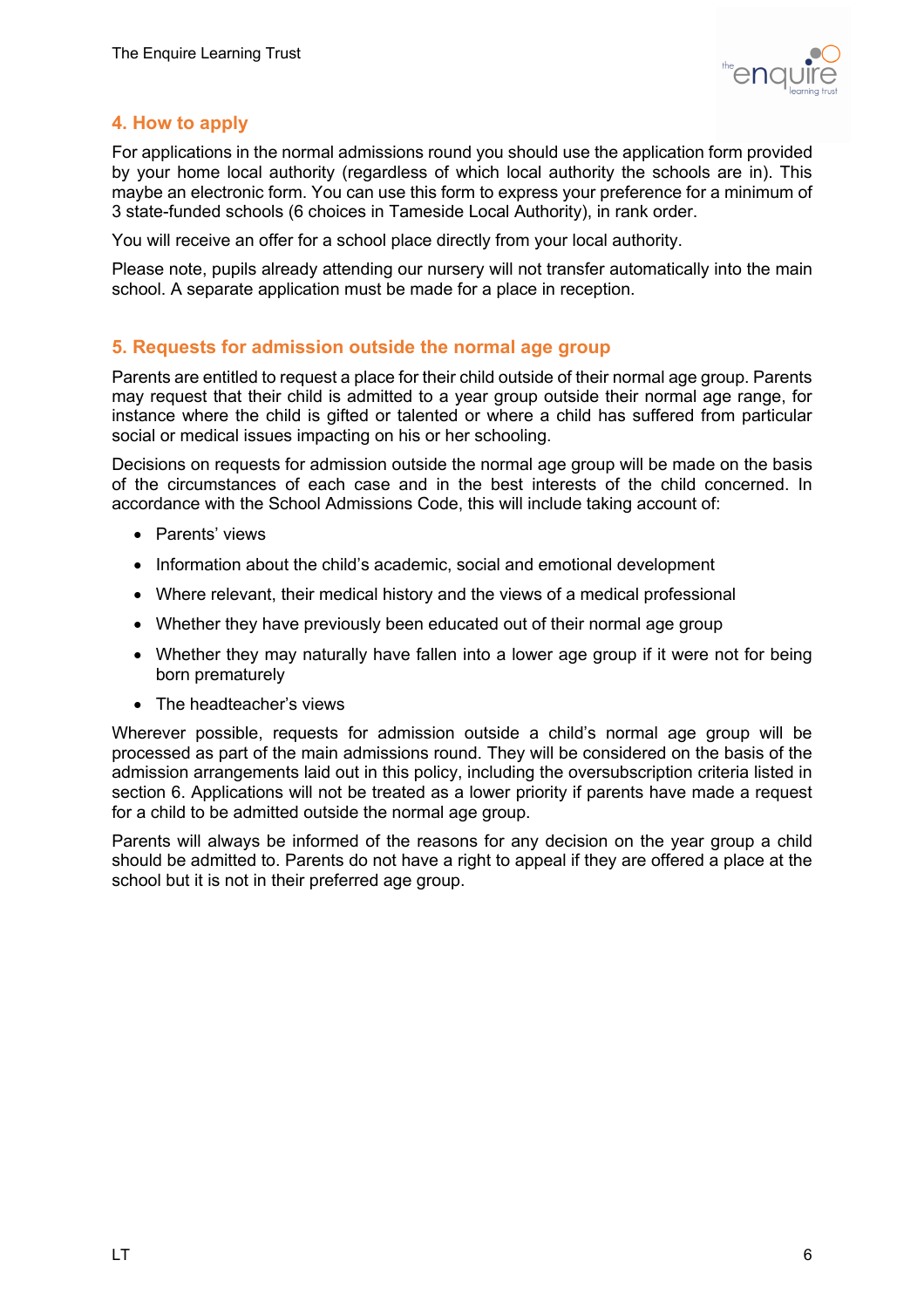## 4. How to apply

For applications in the normal admissions round you should use the application form provided by your home local authority (regardless of which local authority the schools are in). This maybe an electronic form. You can use this form to express your preference for a minimum of 3 state-funded schools (6 choices in Tameside Local Authority), in rank order.

You will receive an offer for a school place directly from your local authority.

Please note, pupils already attending our nursery will not transfer automatically into the main school. A separate application must be made for a place in reception.

## 5. Requests for admission outside the normal age group

Parents are entitled to request a place for their child outside of their normal age group. Parents may request that their child is admitted to a year group outside their normal age range, for instance where the child is gifted or talented or where a child has suffered from particular social or medical issues impacting on his or her schooling.

Decisions on requests for admission outside the normal age group will be made on the basis of the circumstances of each case and in the best interests of the child concerned. In accordance with the School Admissions Code, this will include taking account of:

- Parents' views
- Information about the child's academic, social and emotional development
- Where relevant, their medical history and the views of a medical professional
- Whether they have previously been educated out of their normal age group
- Whether they may naturally have fallen into a lower age group if it were not for being born prematurely
- The headteacher's views

Wherever possible, requests for admission outside a child's normal age group will be processed as part of the main admissions round. They will be considered on the basis of the admission arrangements laid out in this policy, including the oversubscription criteria listed in section 6. Applications will not be treated as a lower priority if parents have made a request for a child to be admitted outside the normal age group.

Parents will always be informed of the reasons for any decision on the year group a child should be admitted to. Parents do not have a right to appeal if they are offered a place at the school but it is not in their preferred age group.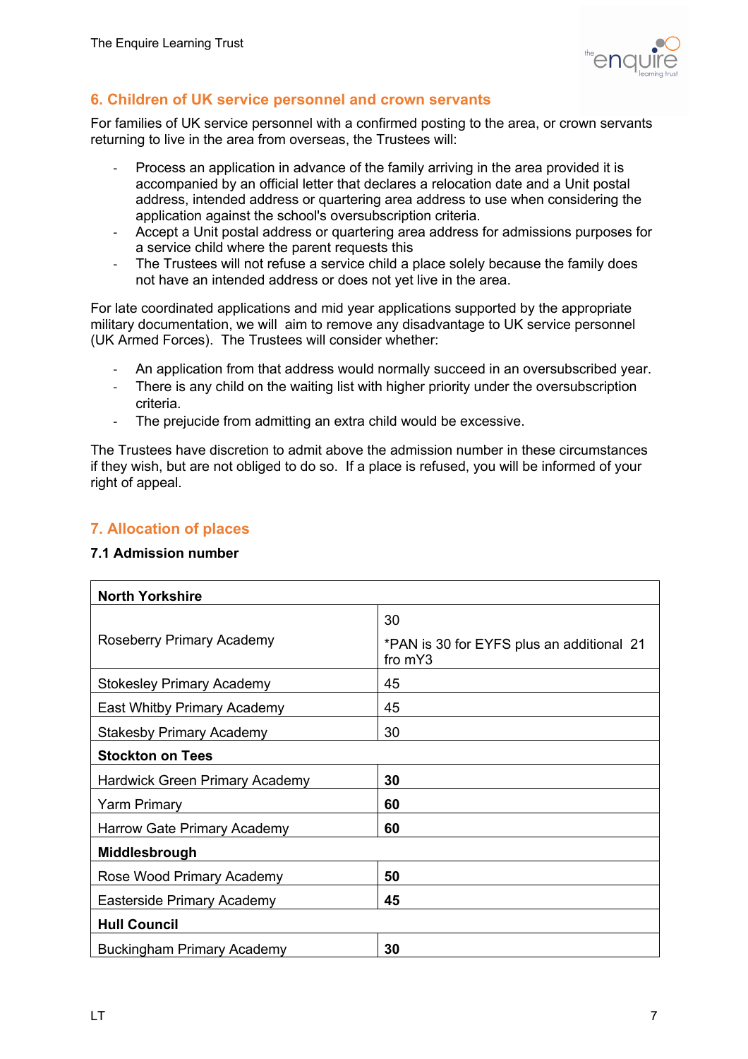## 6. Children of UK service personnel and crown servants

For families of UK service personnel with a confirmed posting to the area, or crown servants returning to live in the area from overseas, the Trustees will:

- Process an application in advance of the family arriving in the area provided it is accompanied by an official letter that declares a relocation date and a Unit postal address, intended address or quartering area address to use when considering the application against the school's oversubscription criteria.
- Accept a Unit postal address or quartering area address for admissions purposes for a service child where the parent requests this
- The Trustees will not refuse a service child a place solely because the family does not have an intended address or does not yet live in the area.

For late coordinated applications and mid year applications supported by the appropriate military documentation, we will aim to remove any disadvantage to UK service personnel (UK Armed Forces). The Trustees will consider whether:

- An application from that address would normally succeed in an oversubscribed year.
- There is any child on the waiting list with higher priority under the oversubscription criteria.
- The prejucide from admitting an extra child would be excessive.

The Trustees have discretion to admit above the admission number in these circumstances if they wish, but are not obliged to do so. If a place is refused, you will be informed of your right of appeal.

## 7. Allocation of places

### 7.1 Admission number

| | |
|---|---|
| **North Yorkshire** | |
| Roseberry Primary Academy | 30<br><br>*PAN is 30 for EYFS plus an additional 21 fro mY3 |
| Stokesley Primary Academy | 45 |
| East Whitby Primary Academy | 45 |
| Stakesby Primary Academy | 30 |
| **Stockton on Tees** | |
| Hardwick Green Primary Academy | **30** |
| Yarm Primary | **60** |
| Harrow Gate Primary Academy | **60** |
| **Middlesbrough** | |
| Rose Wood Primary Academy | **50** |
| Easterside Primary Academy | **45** |
| **Hull Council** | |
| Buckingham Primary Academy | **30** |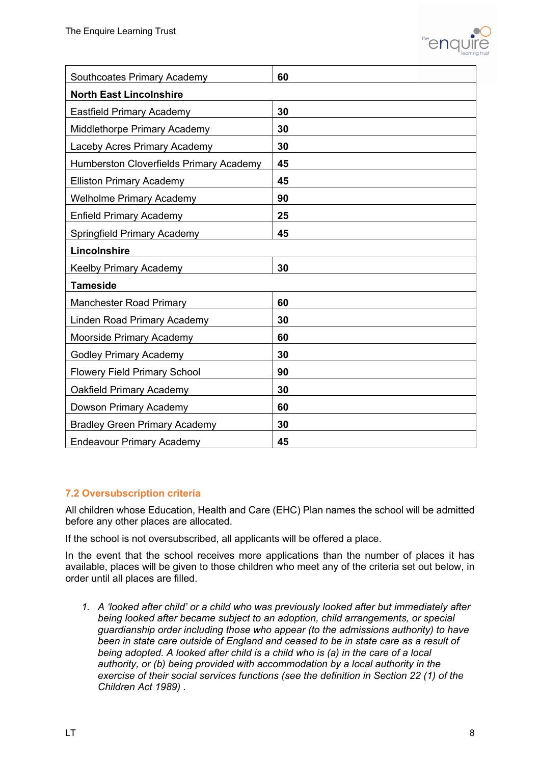| | |
|---|---|
| Southcoates Primary Academy | **60** |
| **North East Lincolnshire** | |
| Eastfield Primary Academy | **30** |
| Middlethorpe Primary Academy | **30** |
| Laceby Acres Primary Academy | **30** |
| Humberston Cloverfields Primary Academy | **45** |
| Elliston Primary Academy | **45** |
| Welholme Primary Academy | **90** |
| Enfield Primary Academy | **25** |
| Springfield Primary Academy | **45** |
| **Lincolnshire** | |
| Keelby Primary Academy | **30** |
| **Tameside** | |
| Manchester Road Primary | **60** |
| Linden Road Primary Academy | **30** |
| Moorside Primary Academy | **60** |
| Godley Primary Academy | **30** |
| Flowery Field Primary School | **90** |
| Oakfield Primary Academy | **30** |
| Dowson Primary Academy | **60** |
| Bradley Green Primary Academy | **30** |
| Endeavour Primary Academy | **45** |

### 7.2 Oversubscription criteria

All children whose Education, Health and Care (EHC) Plan names the school will be admitted before any other places are allocated.

If the school is not oversubscribed, all applicants will be offered a place.

In the event that the school receives more applications than the number of places it has available, places will be given to those children who meet any of the criteria set out below, in order until all places are filled.

1. *A 'looked after child' or a child who was previously looked after but immediately after being looked after became subject to an adoption, child arrangements, or special guardianship order including those who appear (to the admissions authority) to have been in state care outside of England and ceased to be in state care as a result of being adopted. A looked after child is a child who is (a) in the care of a local authority, or (b) being provided with accommodation by a local authority in the exercise of their social services functions (see the definition in Section 22 (1) of the Children Act 1989) .*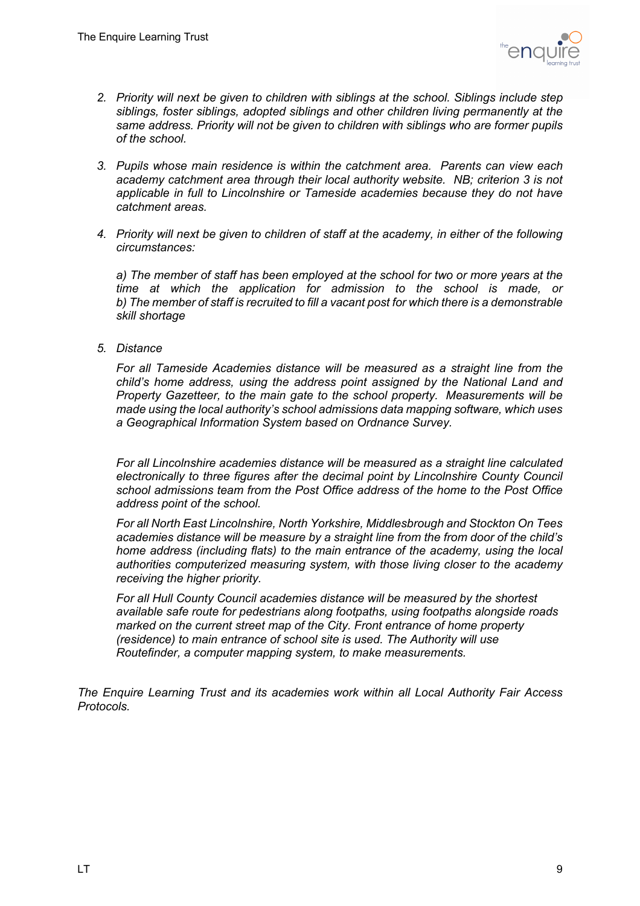2. *Priority will next be given to children with siblings at the school. Siblings include step siblings, foster siblings, adopted siblings and other children living permanently at the same address. Priority will not be given to children with siblings who are former pupils of the school.*

3. *Pupils whose main residence is within the catchment area. Parents can view each academy catchment area through their local authority website. NB; criterion 3 is not applicable in full to Lincolnshire or Tameside academies because they do not have catchment areas.*

4. *Priority will next be given to children of staff at the academy, in either of the following circumstances:*

   *a) The member of staff has been employed at the school for two or more years at the time at which the application for admission to the school is made, or*
   *b) The member of staff is recruited to fill a vacant post for which there is a demonstrable skill shortage*

5. *Distance*

   *For all Tameside Academies distance will be measured as a straight line from the child's home address, using the address point assigned by the National Land and Property Gazetteer, to the main gate to the school property. Measurements will be made using the local authority's school admissions data mapping software, which uses a Geographical Information System based on Ordnance Survey.*

   *For all Lincolnshire academies distance will be measured as a straight line calculated electronically to three figures after the decimal point by Lincolnshire County Council school admissions team from the Post Office address of the home to the Post Office address point of the school.*

   *For all North East Lincolnshire, North Yorkshire, Middlesbrough and Stockton On Tees academies distance will be measure by a straight line from the from door of the child's home address (including flats) to the main entrance of the academy, using the local authorities computerized measuring system, with those living closer to the academy receiving the higher priority.*

   *For all Hull County Council academies distance will be measured by the shortest available safe route for pedestrians along footpaths, using footpaths alongside roads marked on the current street map of the City. Front entrance of home property (residence) to main entrance of school site is used. The Authority will use Routefinder, a computer mapping system, to make measurements.*

*The Enquire Learning Trust and its academies work within all Local Authority Fair Access Protocols.*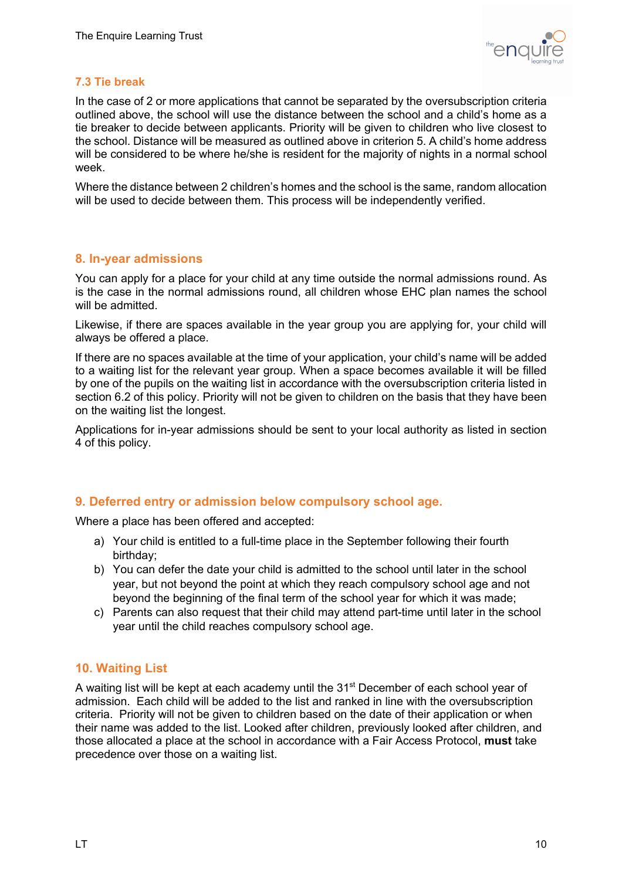### 7.3 Tie break

In the case of 2 or more applications that cannot be separated by the oversubscription criteria outlined above, the school will use the distance between the school and a child's home as a tie breaker to decide between applicants. Priority will be given to children who live closest to the school. Distance will be measured as outlined above in criterion 5. A child's home address will be considered to be where he/she is resident for the majority of nights in a normal school week.

Where the distance between 2 children's homes and the school is the same, random allocation will be used to decide between them. This process will be independently verified.

## 8. In-year admissions

You can apply for a place for your child at any time outside the normal admissions round. As is the case in the normal admissions round, all children whose EHC plan names the school will be admitted.

Likewise, if there are spaces available in the year group you are applying for, your child will always be offered a place.

If there are no spaces available at the time of your application, your child's name will be added to a waiting list for the relevant year group. When a space becomes available it will be filled by one of the pupils on the waiting list in accordance with the oversubscription criteria listed in section 6.2 of this policy. Priority will not be given to children on the basis that they have been on the waiting list the longest.

Applications for in-year admissions should be sent to your local authority as listed in section 4 of this policy.

## 9. Deferred entry or admission below compulsory school age.

Where a place has been offered and accepted:

a) Your child is entitled to a full-time place in the September following their fourth birthday;
b) You can defer the date your child is admitted to the school until later in the school year, but not beyond the point at which they reach compulsory school age and not beyond the beginning of the final term of the school year for which it was made;
c) Parents can also request that their child may attend part-time until later in the school year until the child reaches compulsory school age.

## 10. Waiting List

A waiting list will be kept at each academy until the 31st December of each school year of admission. Each child will be added to the list and ranked in line with the oversubscription criteria. Priority will not be given to children based on the date of their application or when their name was added to the list. Looked after children, previously looked after children, and those allocated a place at the school in accordance with a Fair Access Protocol, **must** take precedence over those on a waiting list.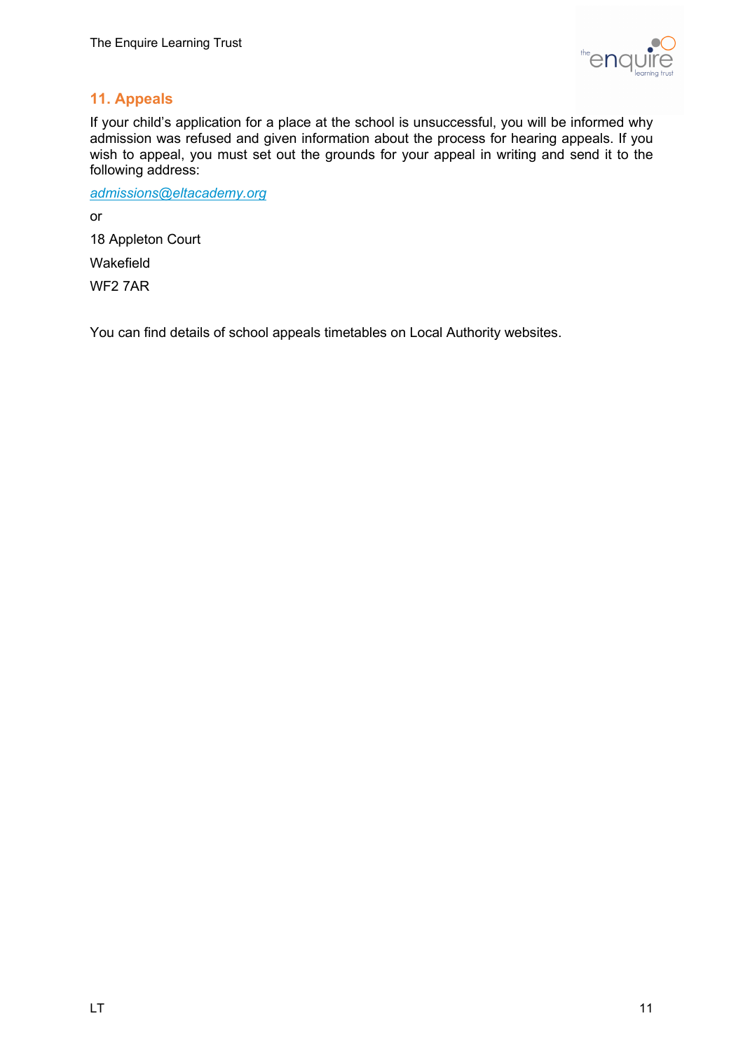## 11. Appeals

If your child's application for a place at the school is unsuccessful, you will be informed why admission was refused and given information about the process for hearing appeals. If you wish to appeal, you must set out the grounds for your appeal in writing and send it to the following address:

*admissions@eltacademy.org*

or

18 Appleton Court

Wakefield

WF2 7AR

You can find details of school appeals timetables on Local Authority websites.